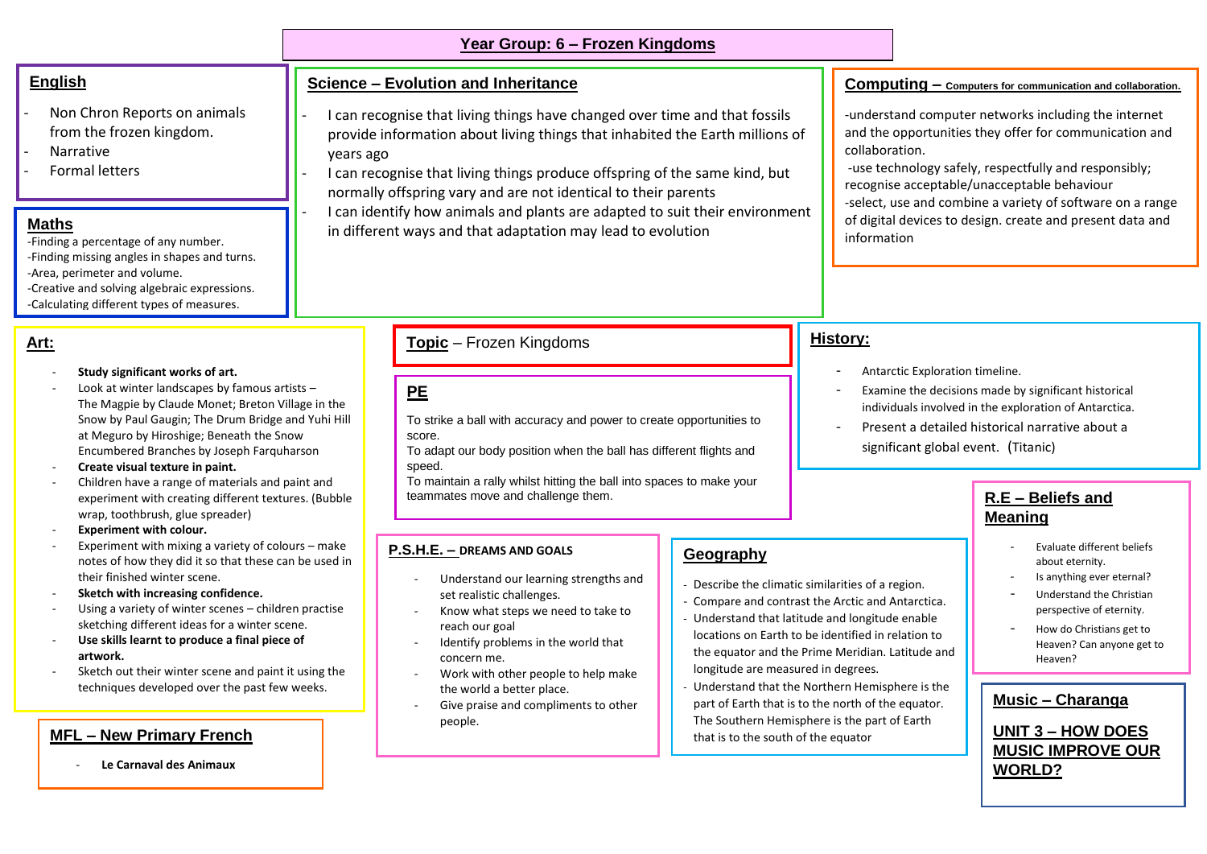# Year Group: 6 – Frozen Kingdoms

## English

- Non Chron Reports on animals from the frozen kingdom.
- Narrative
- Formal letters

## Maths

- Finding a percentage of any number.
- Finding missing angles in shapes and turns.
- Area, perimeter and volume.
- Creative and solving algebraic expressions.
- Calculating different types of measures.

## Science – Evolution and Inheritance

- I can recognise that living things have changed over time and that fossils provide information about living things that inhabited the Earth millions of years ago
- I can recognise that living things produce offspring of the same kind, but normally offspring vary and are not identical to their parents
- I can identify how animals and plants are adapted to suit their environment in different ways and that adaptation may lead to evolution

## Computing – Computers for communication and collaboration.

- understand computer networks including the internet and the opportunities they offer for communication and collaboration.
- use technology safely, respectfully and responsibly; recognise acceptable/unacceptable behaviour
- select, use and combine a variety of software on a range of digital devices to design. create and present data and information

## Art:

- **Study significant works of art.**
- Look at winter landscapes by famous artists – The Magpie by Claude Monet; Breton Village in the Snow by Paul Gaugin; The Drum Bridge and Yuhi Hill at Meguro by Hiroshige; Beneath the Snow Encumbered Branches by Joseph Farquharson
- **Create visual texture in paint.**
- Children have a range of materials and paint and experiment with creating different textures. (Bubble wrap, toothbrush, glue spreader)
- **Experiment with colour.**
- Experiment with mixing a variety of colours – make notes of how they did it so that these can be used in their finished winter scene.
- **Sketch with increasing confidence.**
- Using a variety of winter scenes – children practise sketching different ideas for a winter scene.
- **Use skills learnt to produce a final piece of artwork.**
- Sketch out their winter scene and paint it using the techniques developed over the past few weeks.

## Topic – Frozen Kingdoms

## PE

To strike a ball with accuracy and power to create opportunities to score.
To adapt our body position when the ball has different flights and speed.
To maintain a rally whilst hitting the ball into spaces to make your teammates move and challenge them.

## History:

- Antarctic Exploration timeline.
- Examine the decisions made by significant historical individuals involved in the exploration of Antarctica.
- Present a detailed historical narrative about a significant global event. (Titanic)

## P.S.H.E. – DREAMS AND GOALS

- Understand our learning strengths and set realistic challenges.
- Know what steps we need to take to reach our goal
- Identify problems in the world that concern me.
- Work with other people to help make the world a better place.
- Give praise and compliments to other people.

## Geography

- Describe the climatic similarities of a region.
- Compare and contrast the Arctic and Antarctica.
- Understand that latitude and longitude enable locations on Earth to be identified in relation to the equator and the Prime Meridian. Latitude and longitude are measured in degrees.
- Understand that the Northern Hemisphere is the part of Earth that is to the north of the equator. The Southern Hemisphere is the part of Earth that is to the south of the equator

## R.E – Beliefs and Meaning

- Evaluate different beliefs about eternity.
- Is anything ever eternal?
- Understand the Christian perspective of eternity.
- How do Christians get to Heaven? Can anyone get to Heaven?

## MFL – New Primary French

- **Le Carnaval des Animaux**

## Music – Charanga

**UNIT 3 – HOW DOES MUSIC IMPROVE OUR WORLD?**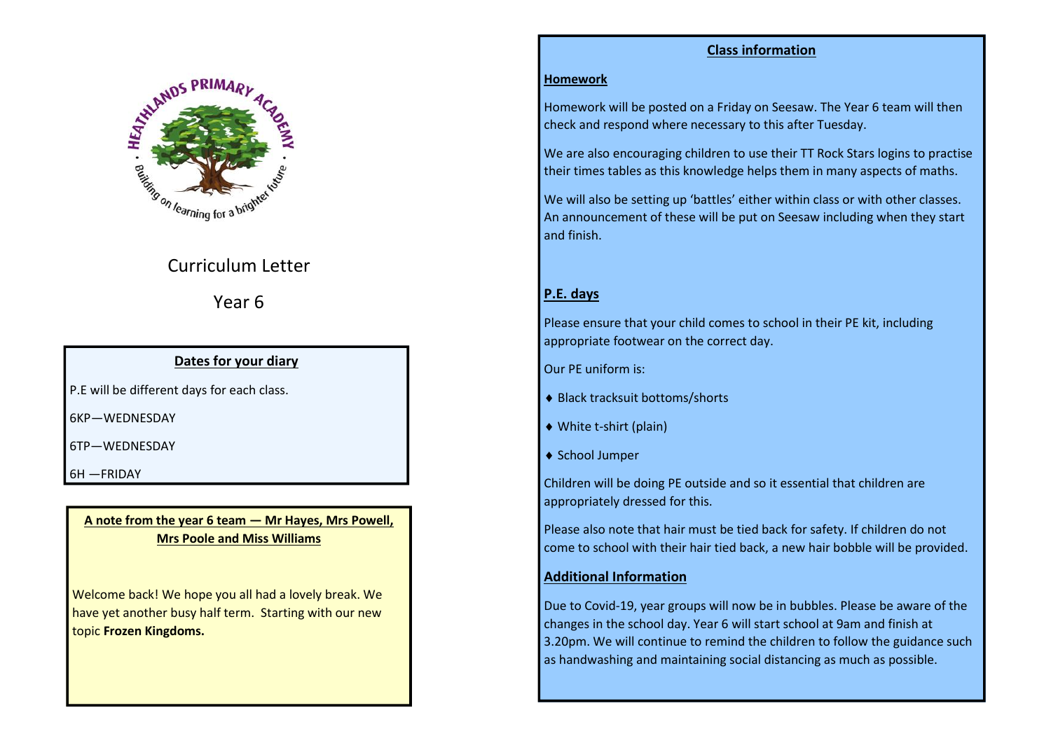HEATHLANDS PRIMARY ACADEMY

Building on learning for a brighter future

# Curriculum Letter

## Year 6

**Dates for your diary**

P.E will be different days for each class.

6KP—WEDNESDAY

6TP—WEDNESDAY

6H —FRIDAY

**A note from the year 6 team — Mr Hayes, Mrs Powell, Mrs Poole and Miss Williams**

Welcome back! We hope you all had a lovely break. We have yet another busy half term. Starting with our new topic **Frozen Kingdoms.**

## Class information

### Homework

Homework will be posted on a Friday on Seesaw. The Year 6 team will then check and respond where necessary to this after Tuesday.

We are also encouraging children to use their TT Rock Stars logins to practise their times tables as this knowledge helps them in many aspects of maths.

We will also be setting up 'battles' either within class or with other classes. An announcement of these will be put on Seesaw including when they start and finish.

### P.E. days

Please ensure that your child comes to school in their PE kit, including appropriate footwear on the correct day.

Our PE uniform is:

- Black tracksuit bottoms/shorts
- White t-shirt (plain)
- School Jumper

Children will be doing PE outside and so it essential that children are appropriately dressed for this.

Please also note that hair must be tied back for safety. If children do not come to school with their hair tied back, a new hair bobble will be provided.

### Additional Information

Due to Covid-19, year groups will now be in bubbles. Please be aware of the changes in the school day. Year 6 will start school at 9am and finish at 3.20pm. We will continue to remind the children to follow the guidance such as handwashing and maintaining social distancing as much as possible.